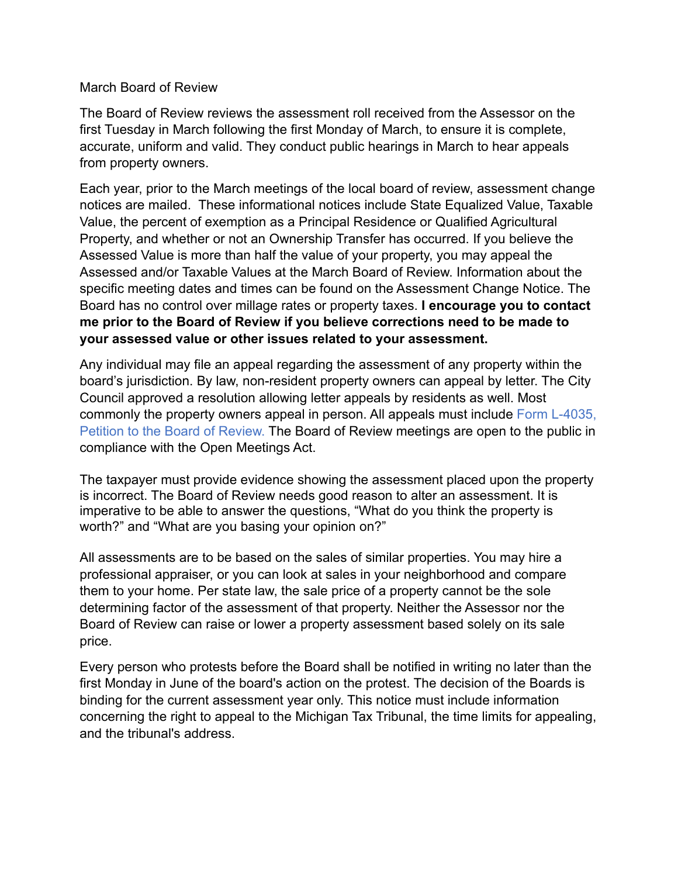# March Board of Review

The Board of Review reviews the assessment roll received from the Assessor on the first Tuesday in March following the first Monday of March, to ensure it is complete, accurate, uniform and valid. They conduct public hearings in March to hear appeals from property owners.

Each year, prior to the March meetings of the local board of review, assessment change notices are mailed. These informational notices include State Equalized Value, Taxable Value, the percent of exemption as a Principal Residence or Qualified Agricultural Property, and whether or not an Ownership Transfer has occurred. If you believe the Assessed Value is more than half the value of your property, you may appeal the Assessed and/or Taxable Values at the March Board of Review. Information about the specific meeting dates and times can be found on the Assessment Change Notice. The Board has no control over millage rates or property taxes. **I encourage you to contact me prior to the Board of Review if you believe corrections need to be made to your assessed value or other issues related to your assessment.**

Any individual may file an appeal regarding the assessment of any property within the board's jurisdiction. By law, non-resident property owners can appeal by letter. The City Council approved a resolution allowing letter appeals by residents as well. Most commonly the property owners appeal in person. All appeals must include Form L-4035, Petition to the Board of Review. The Board of Review meetings are open to the public in compliance with the Open Meetings Act.

The taxpayer must provide evidence showing the assessment placed upon the property is incorrect. The Board of Review needs good reason to alter an assessment. It is imperative to be able to answer the questions, "What do you think the property is worth?" and "What are you basing your opinion on?"

All assessments are to be based on the sales of similar properties. You may hire a professional appraiser, or you can look at sales in your neighborhood and compare them to your home. Per state law, the sale price of a property cannot be the sole determining factor of the assessment of that property. Neither the Assessor nor the Board of Review can raise or lower a property assessment based solely on its sale price.

Every person who protests before the Board shall be notified in writing no later than the first Monday in June of the board's action on the protest. The decision of the Boards is binding for the current assessment year only. This notice must include information concerning the right to appeal to the Michigan Tax Tribunal, the time limits for appealing, and the tribunal's address.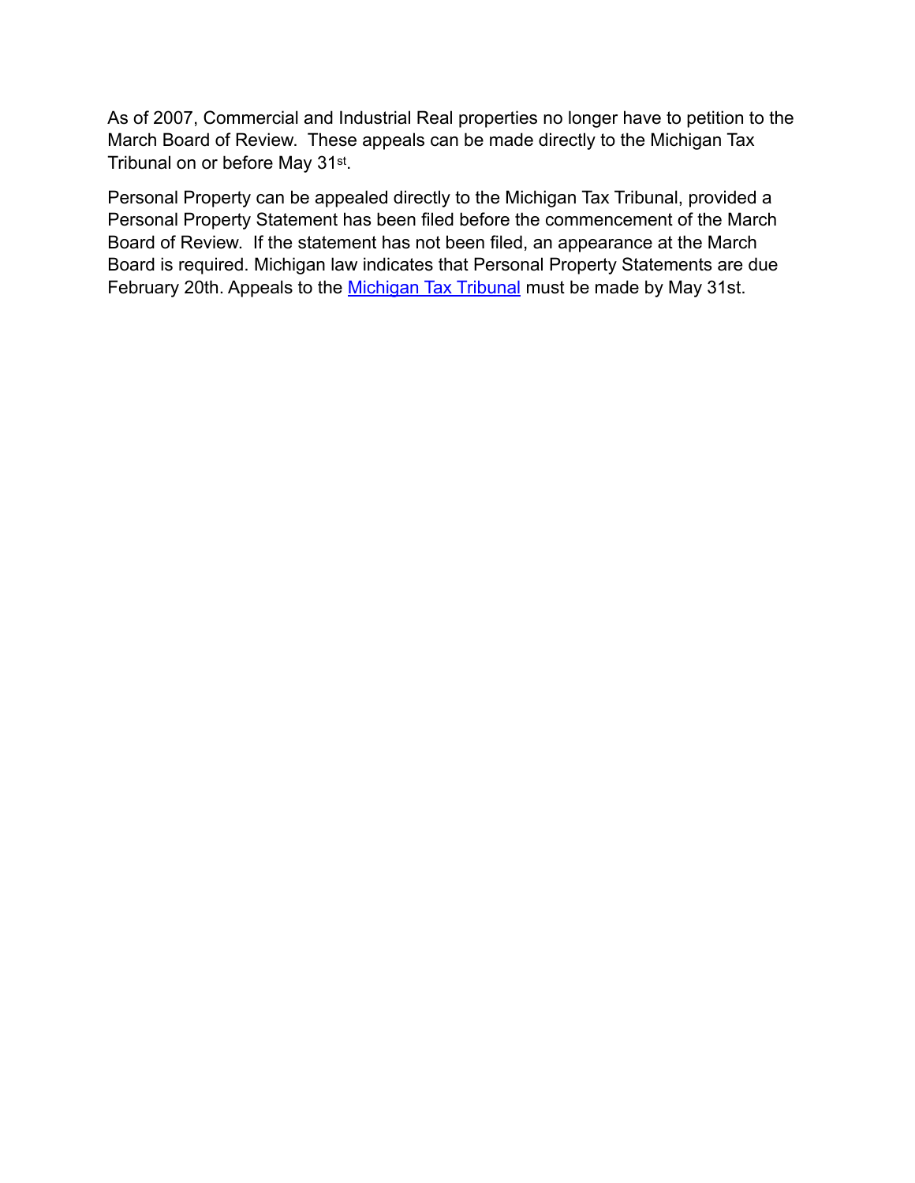As of 2007, Commercial and Industrial Real properties no longer have to petition to the March Board of Review. These appeals can be made directly to the Michigan Tax Tribunal on or before May 31st.

Personal Property can be appealed directly to the Michigan Tax Tribunal, provided a Personal Property Statement has been filed before the commencement of the March Board of Review. If the statement has not been filed, an appearance at the March Board is required. Michigan law indicates that Personal Property Statements are due February 20th. Appeals to the Michigan Tax Tribunal must be made by May 31st.